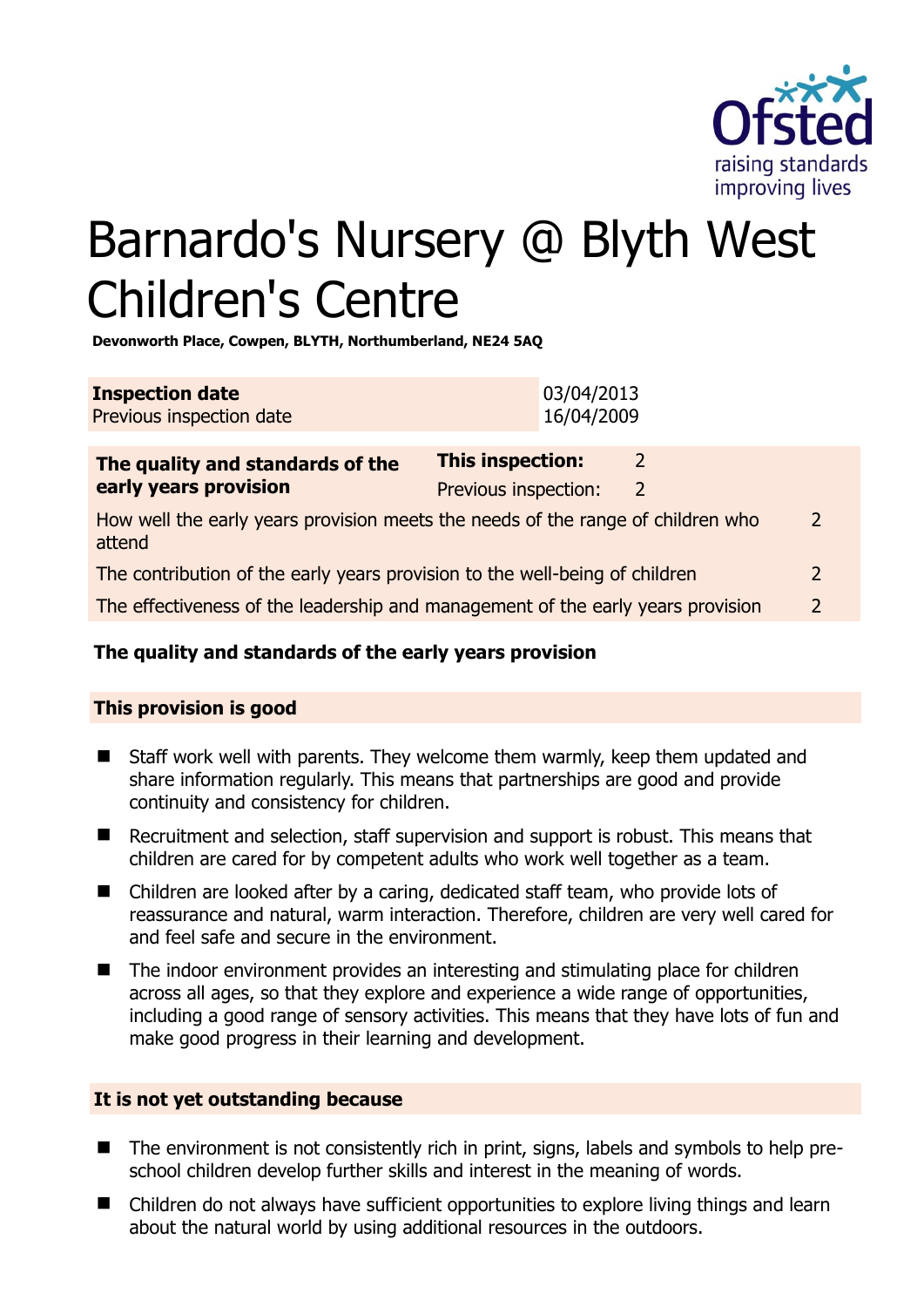# Barnardo's Nursery @ Blyth West Children's Centre

**Devonworth Place, Cowpen, BLYTH, Northumberland, NE24 5AQ**

| **Inspection date** | 03/04/2013 |
|---|---|
| Previous inspection date | 16/04/2009 |

| **The quality and standards of the early years provision** | **This inspection:** 2 |
|---|---|
| | Previous inspection: 2 |
| How well the early years provision meets the needs of the range of children who attend | 2 |
| The contribution of the early years provision to the well-being of children | 2 |
| The effectiveness of the leadership and management of the early years provision | 2 |

## The quality and standards of the early years provision

### This provision is good

- Staff work well with parents. They welcome them warmly, keep them updated and share information regularly. This means that partnerships are good and provide continuity and consistency for children.
- Recruitment and selection, staff supervision and support is robust. This means that children are cared for by competent adults who work well together as a team.
- Children are looked after by a caring, dedicated staff team, who provide lots of reassurance and natural, warm interaction. Therefore, children are very well cared for and feel safe and secure in the environment.
- The indoor environment provides an interesting and stimulating place for children across all ages, so that they explore and experience a wide range of opportunities, including a good range of sensory activities. This means that they have lots of fun and make good progress in their learning and development.

### It is not yet outstanding because

- The environment is not consistently rich in print, signs, labels and symbols to help pre-school children develop further skills and interest in the meaning of words.
- Children do not always have sufficient opportunities to explore living things and learn about the natural world by using additional resources in the outdoors.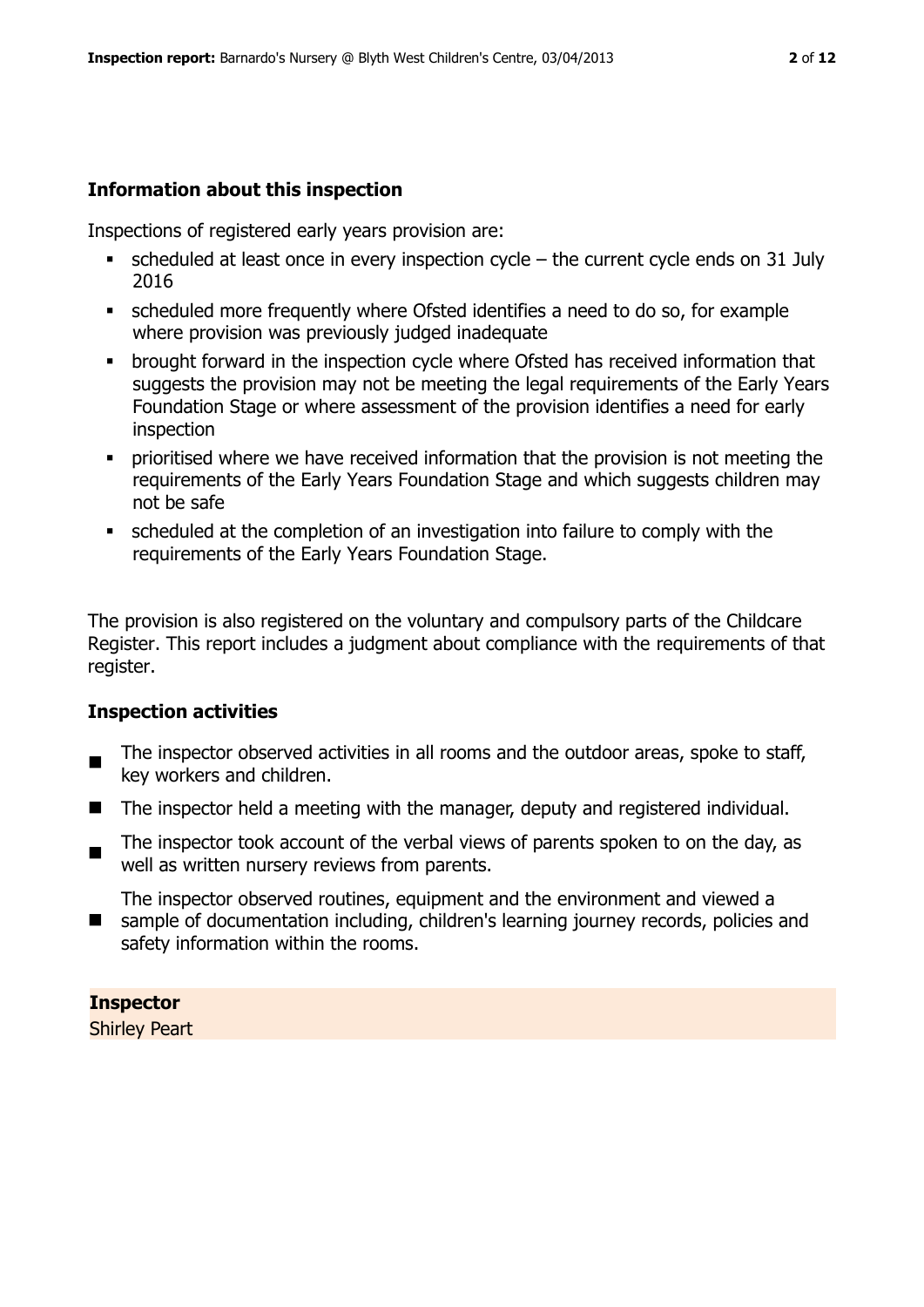## Information about this inspection

Inspections of registered early years provision are:

- scheduled at least once in every inspection cycle – the current cycle ends on 31 July 2016
- scheduled more frequently where Ofsted identifies a need to do so, for example where provision was previously judged inadequate
- brought forward in the inspection cycle where Ofsted has received information that suggests the provision may not be meeting the legal requirements of the Early Years Foundation Stage or where assessment of the provision identifies a need for early inspection
- prioritised where we have received information that the provision is not meeting the requirements of the Early Years Foundation Stage and which suggests children may not be safe
- scheduled at the completion of an investigation into failure to comply with the requirements of the Early Years Foundation Stage.

The provision is also registered on the voluntary and compulsory parts of the Childcare Register. This report includes a judgment about compliance with the requirements of that register.

## Inspection activities

- The inspector observed activities in all rooms and the outdoor areas, spoke to staff, key workers and children.
- The inspector held a meeting with the manager, deputy and registered individual.
- The inspector took account of the verbal views of parents spoken to on the day, as well as written nursery reviews from parents.
- The inspector observed routines, equipment and the environment and viewed a sample of documentation including, children's learning journey records, policies and safety information within the rooms.

**Inspector**
Shirley Peart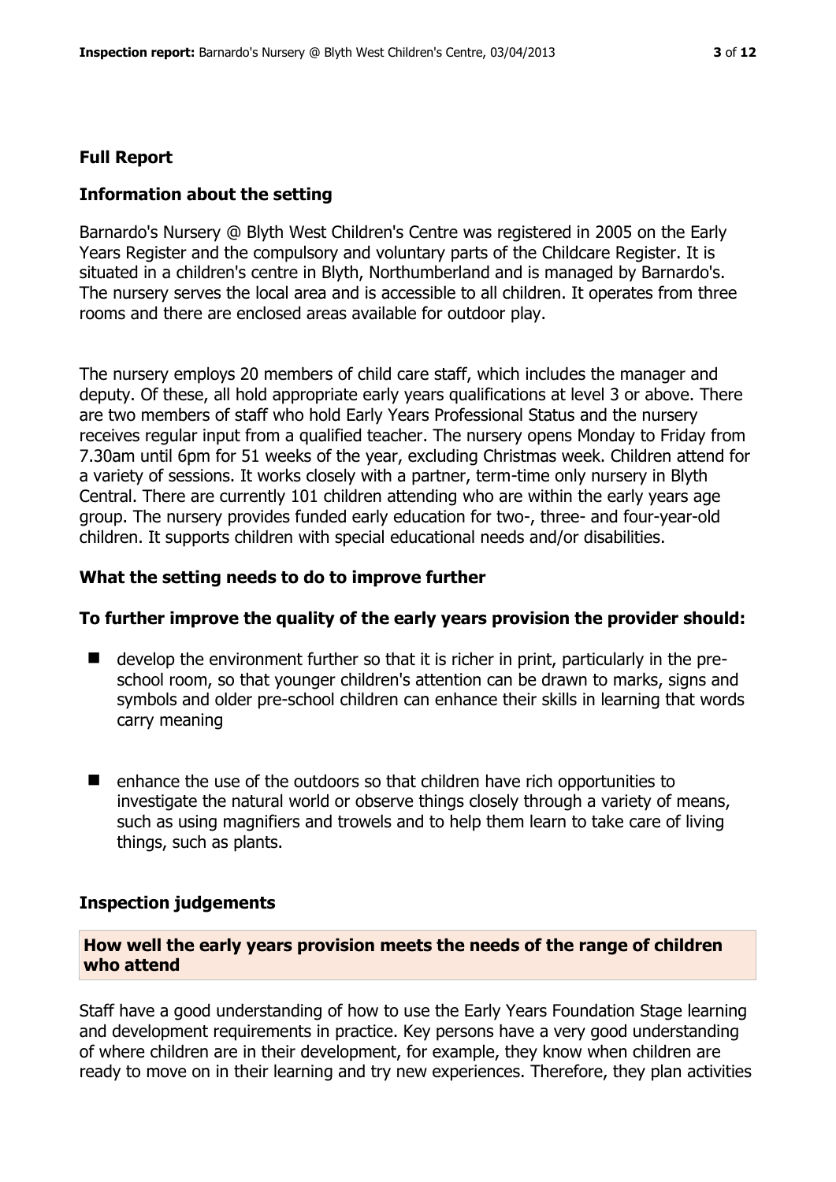## Full Report

### Information about the setting

Barnardo's Nursery @ Blyth West Children's Centre was registered in 2005 on the Early Years Register and the compulsory and voluntary parts of the Childcare Register. It is situated in a children's centre in Blyth, Northumberland and is managed by Barnardo's. The nursery serves the local area and is accessible to all children. It operates from three rooms and there are enclosed areas available for outdoor play.

The nursery employs 20 members of child care staff, which includes the manager and deputy. Of these, all hold appropriate early years qualifications at level 3 or above. There are two members of staff who hold Early Years Professional Status and the nursery receives regular input from a qualified teacher. The nursery opens Monday to Friday from 7.30am until 6pm for 51 weeks of the year, excluding Christmas week. Children attend for a variety of sessions. It works closely with a partner, term-time only nursery in Blyth Central. There are currently 101 children attending who are within the early years age group. The nursery provides funded early education for two-, three- and four-year-old children. It supports children with special educational needs and/or disabilities.

### What the setting needs to do to improve further

#### To further improve the quality of the early years provision the provider should:

- develop the environment further so that it is richer in print, particularly in the pre-school room, so that younger children's attention can be drawn to marks, signs and symbols and older pre-school children can enhance their skills in learning that words carry meaning

- enhance the use of the outdoors so that children have rich opportunities to investigate the natural world or observe things closely through a variety of means, such as using magnifiers and trowels and to help them learn to take care of living things, such as plants.

### Inspection judgements

#### How well the early years provision meets the needs of the range of children who attend

Staff have a good understanding of how to use the Early Years Foundation Stage learning and development requirements in practice. Key persons have a very good understanding of where children are in their development, for example, they know when children are ready to move on in their learning and try new experiences. Therefore, they plan activities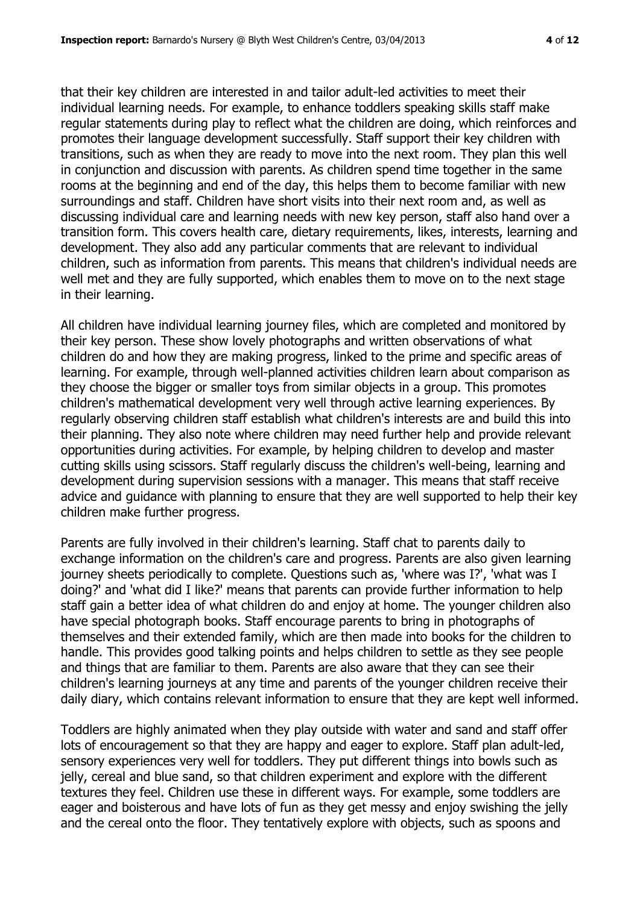that their key children are interested in and tailor adult-led activities to meet their individual learning needs. For example, to enhance toddlers speaking skills staff make regular statements during play to reflect what the children are doing, which reinforces and promotes their language development successfully. Staff support their key children with transitions, such as when they are ready to move into the next room. They plan this well in conjunction and discussion with parents. As children spend time together in the same rooms at the beginning and end of the day, this helps them to become familiar with new surroundings and staff. Children have short visits into their next room and, as well as discussing individual care and learning needs with new key person, staff also hand over a transition form. This covers health care, dietary requirements, likes, interests, learning and development. They also add any particular comments that are relevant to individual children, such as information from parents. This means that children's individual needs are well met and they are fully supported, which enables them to move on to the next stage in their learning.

All children have individual learning journey files, which are completed and monitored by their key person. These show lovely photographs and written observations of what children do and how they are making progress, linked to the prime and specific areas of learning. For example, through well-planned activities children learn about comparison as they choose the bigger or smaller toys from similar objects in a group. This promotes children's mathematical development very well through active learning experiences. By regularly observing children staff establish what children's interests are and build this into their planning. They also note where children may need further help and provide relevant opportunities during activities. For example, by helping children to develop and master cutting skills using scissors. Staff regularly discuss the children's well-being, learning and development during supervision sessions with a manager. This means that staff receive advice and guidance with planning to ensure that they are well supported to help their key children make further progress.

Parents are fully involved in their children's learning. Staff chat to parents daily to exchange information on the children's care and progress. Parents are also given learning journey sheets periodically to complete. Questions such as, 'where was I?', 'what was I doing?' and 'what did I like?' means that parents can provide further information to help staff gain a better idea of what children do and enjoy at home. The younger children also have special photograph books. Staff encourage parents to bring in photographs of themselves and their extended family, which are then made into books for the children to handle. This provides good talking points and helps children to settle as they see people and things that are familiar to them. Parents are also aware that they can see their children's learning journeys at any time and parents of the younger children receive their daily diary, which contains relevant information to ensure that they are kept well informed.

Toddlers are highly animated when they play outside with water and sand and staff offer lots of encouragement so that they are happy and eager to explore. Staff plan adult-led, sensory experiences very well for toddlers. They put different things into bowls such as jelly, cereal and blue sand, so that children experiment and explore with the different textures they feel. Children use these in different ways. For example, some toddlers are eager and boisterous and have lots of fun as they get messy and enjoy swishing the jelly and the cereal onto the floor. They tentatively explore with objects, such as spoons and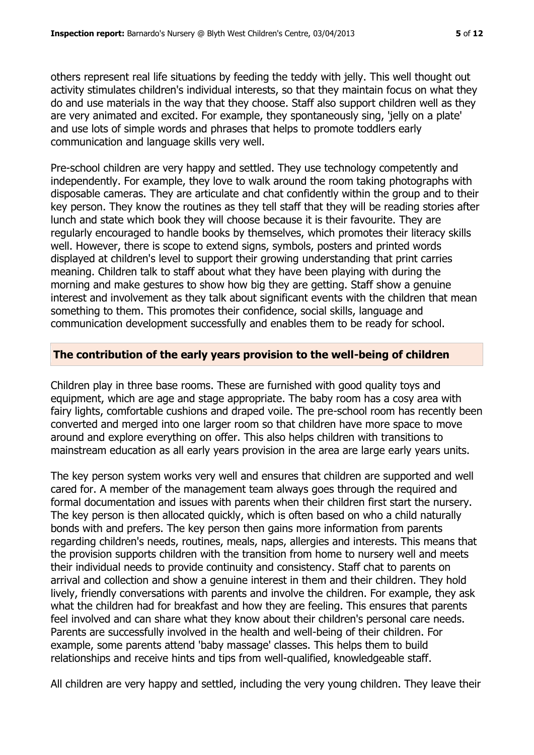others represent real life situations by feeding the teddy with jelly. This well thought out activity stimulates children's individual interests, so that they maintain focus on what they do and use materials in the way that they choose. Staff also support children well as they are very animated and excited. For example, they spontaneously sing, 'jelly on a plate' and use lots of simple words and phrases that helps to promote toddlers early communication and language skills very well.

Pre-school children are very happy and settled. They use technology competently and independently. For example, they love to walk around the room taking photographs with disposable cameras. They are articulate and chat confidently within the group and to their key person. They know the routines as they tell staff that they will be reading stories after lunch and state which book they will choose because it is their favourite. They are regularly encouraged to handle books by themselves, which promotes their literacy skills well. However, there is scope to extend signs, symbols, posters and printed words displayed at children's level to support their growing understanding that print carries meaning. Children talk to staff about what they have been playing with during the morning and make gestures to show how big they are getting. Staff show a genuine interest and involvement as they talk about significant events with the children that mean something to them. This promotes their confidence, social skills, language and communication development successfully and enables them to be ready for school.

## The contribution of the early years provision to the well-being of children

Children play in three base rooms. These are furnished with good quality toys and equipment, which are age and stage appropriate. The baby room has a cosy area with fairy lights, comfortable cushions and draped voile. The pre-school room has recently been converted and merged into one larger room so that children have more space to move around and explore everything on offer. This also helps children with transitions to mainstream education as all early years provision in the area are large early years units.

The key person system works very well and ensures that children are supported and well cared for. A member of the management team always goes through the required and formal documentation and issues with parents when their children first start the nursery. The key person is then allocated quickly, which is often based on who a child naturally bonds with and prefers. The key person then gains more information from parents regarding children's needs, routines, meals, naps, allergies and interests. This means that the provision supports children with the transition from home to nursery well and meets their individual needs to provide continuity and consistency. Staff chat to parents on arrival and collection and show a genuine interest in them and their children. They hold lively, friendly conversations with parents and involve the children. For example, they ask what the children had for breakfast and how they are feeling. This ensures that parents feel involved and can share what they know about their children's personal care needs. Parents are successfully involved in the health and well-being of their children. For example, some parents attend 'baby massage' classes. This helps them to build relationships and receive hints and tips from well-qualified, knowledgeable staff.

All children are very happy and settled, including the very young children. They leave their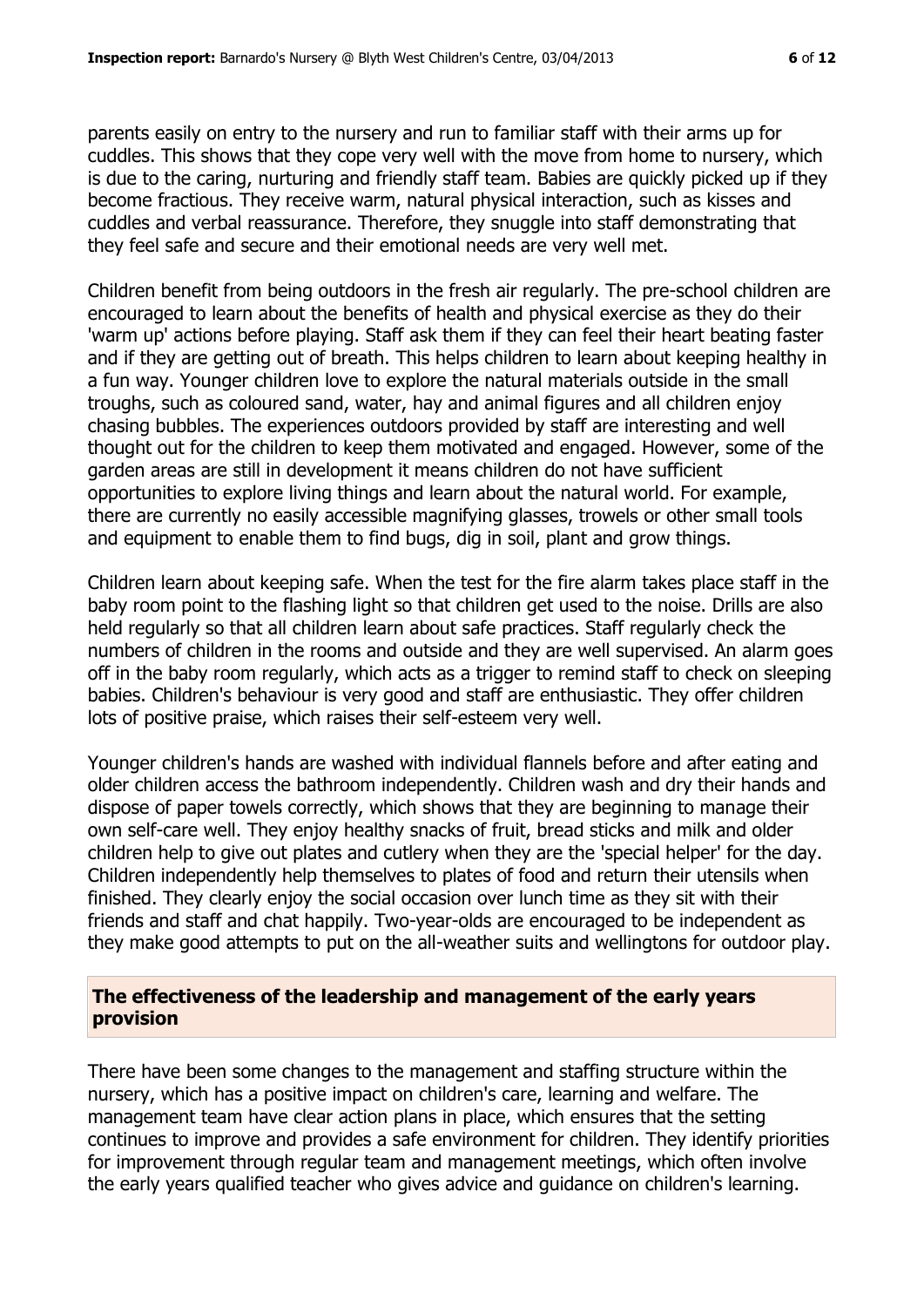parents easily on entry to the nursery and run to familiar staff with their arms up for cuddles. This shows that they cope very well with the move from home to nursery, which is due to the caring, nurturing and friendly staff team. Babies are quickly picked up if they become fractious. They receive warm, natural physical interaction, such as kisses and cuddles and verbal reassurance. Therefore, they snuggle into staff demonstrating that they feel safe and secure and their emotional needs are very well met.

Children benefit from being outdoors in the fresh air regularly. The pre-school children are encouraged to learn about the benefits of health and physical exercise as they do their 'warm up' actions before playing. Staff ask them if they can feel their heart beating faster and if they are getting out of breath. This helps children to learn about keeping healthy in a fun way. Younger children love to explore the natural materials outside in the small troughs, such as coloured sand, water, hay and animal figures and all children enjoy chasing bubbles. The experiences outdoors provided by staff are interesting and well thought out for the children to keep them motivated and engaged. However, some of the garden areas are still in development it means children do not have sufficient opportunities to explore living things and learn about the natural world. For example, there are currently no easily accessible magnifying glasses, trowels or other small tools and equipment to enable them to find bugs, dig in soil, plant and grow things.

Children learn about keeping safe. When the test for the fire alarm takes place staff in the baby room point to the flashing light so that children get used to the noise. Drills are also held regularly so that all children learn about safe practices. Staff regularly check the numbers of children in the rooms and outside and they are well supervised. An alarm goes off in the baby room regularly, which acts as a trigger to remind staff to check on sleeping babies. Children's behaviour is very good and staff are enthusiastic. They offer children lots of positive praise, which raises their self-esteem very well.

Younger children's hands are washed with individual flannels before and after eating and older children access the bathroom independently. Children wash and dry their hands and dispose of paper towels correctly, which shows that they are beginning to manage their own self-care well. They enjoy healthy snacks of fruit, bread sticks and milk and older children help to give out plates and cutlery when they are the 'special helper' for the day. Children independently help themselves to plates of food and return their utensils when finished. They clearly enjoy the social occasion over lunch time as they sit with their friends and staff and chat happily. Two-year-olds are encouraged to be independent as they make good attempts to put on the all-weather suits and wellingtons for outdoor play.

## The effectiveness of the leadership and management of the early years provision

There have been some changes to the management and staffing structure within the nursery, which has a positive impact on children's care, learning and welfare. The management team have clear action plans in place, which ensures that the setting continues to improve and provides a safe environment for children. They identify priorities for improvement through regular team and management meetings, which often involve the early years qualified teacher who gives advice and guidance on children's learning.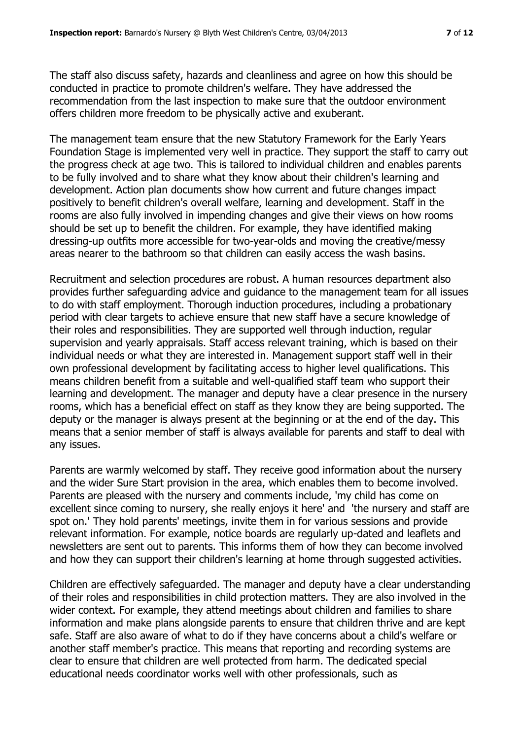The staff also discuss safety, hazards and cleanliness and agree on how this should be conducted in practice to promote children's welfare. They have addressed the recommendation from the last inspection to make sure that the outdoor environment offers children more freedom to be physically active and exuberant.

The management team ensure that the new Statutory Framework for the Early Years Foundation Stage is implemented very well in practice. They support the staff to carry out the progress check at age two. This is tailored to individual children and enables parents to be fully involved and to share what they know about their children's learning and development. Action plan documents show how current and future changes impact positively to benefit children's overall welfare, learning and development. Staff in the rooms are also fully involved in impending changes and give their views on how rooms should be set up to benefit the children. For example, they have identified making dressing-up outfits more accessible for two-year-olds and moving the creative/messy areas nearer to the bathroom so that children can easily access the wash basins.

Recruitment and selection procedures are robust. A human resources department also provides further safeguarding advice and guidance to the management team for all issues to do with staff employment. Thorough induction procedures, including a probationary period with clear targets to achieve ensure that new staff have a secure knowledge of their roles and responsibilities. They are supported well through induction, regular supervision and yearly appraisals. Staff access relevant training, which is based on their individual needs or what they are interested in. Management support staff well in their own professional development by facilitating access to higher level qualifications. This means children benefit from a suitable and well-qualified staff team who support their learning and development. The manager and deputy have a clear presence in the nursery rooms, which has a beneficial effect on staff as they know they are being supported. The deputy or the manager is always present at the beginning or at the end of the day. This means that a senior member of staff is always available for parents and staff to deal with any issues.

Parents are warmly welcomed by staff. They receive good information about the nursery and the wider Sure Start provision in the area, which enables them to become involved. Parents are pleased with the nursery and comments include, 'my child has come on excellent since coming to nursery, she really enjoys it here' and 'the nursery and staff are spot on.' They hold parents' meetings, invite them in for various sessions and provide relevant information. For example, notice boards are regularly up-dated and leaflets and newsletters are sent out to parents. This informs them of how they can become involved and how they can support their children's learning at home through suggested activities.

Children are effectively safeguarded. The manager and deputy have a clear understanding of their roles and responsibilities in child protection matters. They are also involved in the wider context. For example, they attend meetings about children and families to share information and make plans alongside parents to ensure that children thrive and are kept safe. Staff are also aware of what to do if they have concerns about a child's welfare or another staff member's practice. This means that reporting and recording systems are clear to ensure that children are well protected from harm. The dedicated special educational needs coordinator works well with other professionals, such as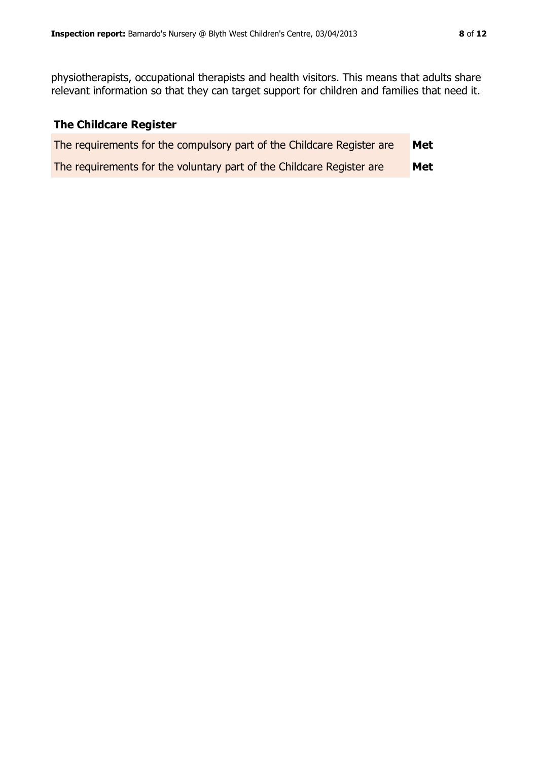physiotherapists, occupational therapists and health visitors. This means that adults share relevant information so that they can target support for children and families that need it.

## The Childcare Register

| | |
|---|---|
| The requirements for the compulsory part of the Childcare Register are | **Met** |
| The requirements for the voluntary part of the Childcare Register are | **Met** |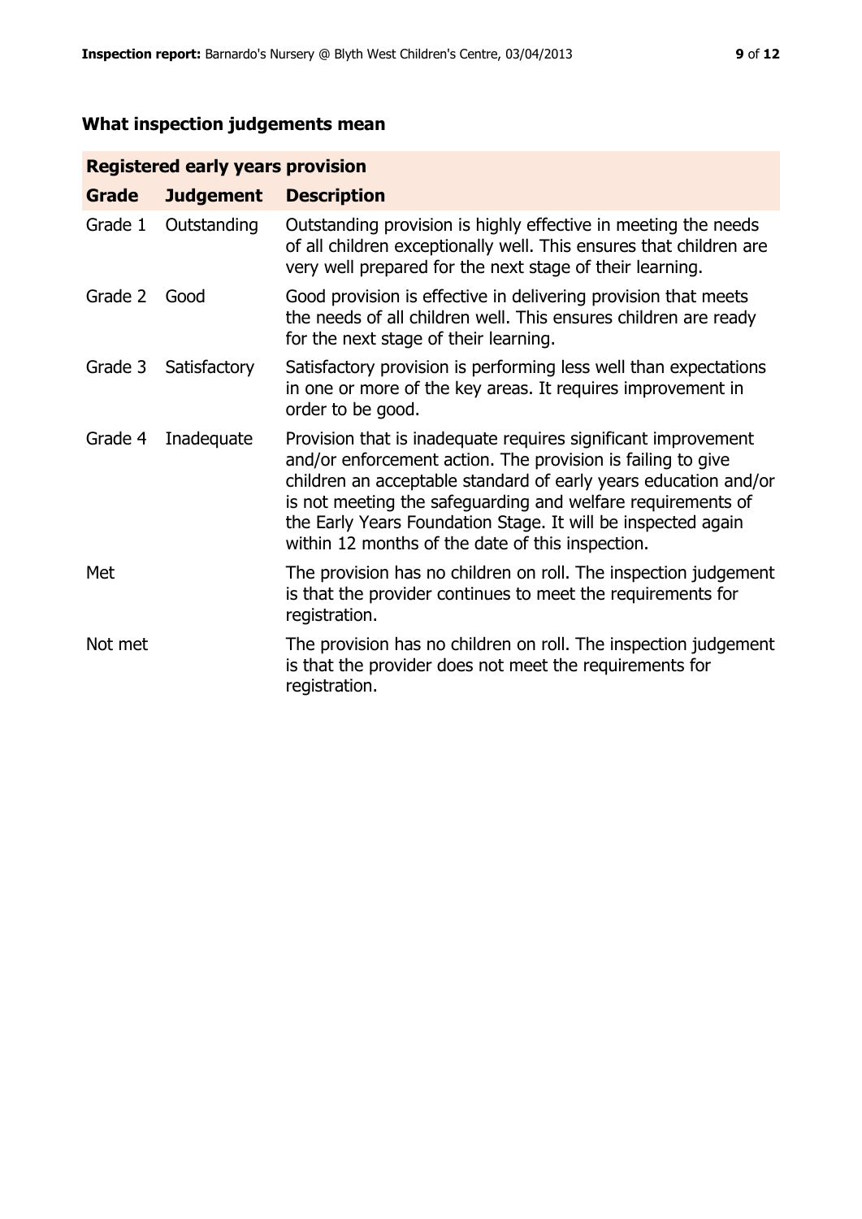## What inspection judgements mean

| Registered early years provision | | |
|---|---|---|
| **Grade** | **Judgement** | **Description** |
| Grade 1 | Outstanding | Outstanding provision is highly effective in meeting the needs of all children exceptionally well. This ensures that children are very well prepared for the next stage of their learning. |
| Grade 2 | Good | Good provision is effective in delivering provision that meets the needs of all children well. This ensures children are ready for the next stage of their learning. |
| Grade 3 | Satisfactory | Satisfactory provision is performing less well than expectations in one or more of the key areas. It requires improvement in order to be good. |
| Grade 4 | Inadequate | Provision that is inadequate requires significant improvement and/or enforcement action. The provision is failing to give children an acceptable standard of early years education and/or is not meeting the safeguarding and welfare requirements of the Early Years Foundation Stage. It will be inspected again within 12 months of the date of this inspection. |
| Met | | The provision has no children on roll. The inspection judgement is that the provider continues to meet the requirements for registration. |
| Not met | | The provision has no children on roll. The inspection judgement is that the provider does not meet the requirements for registration. |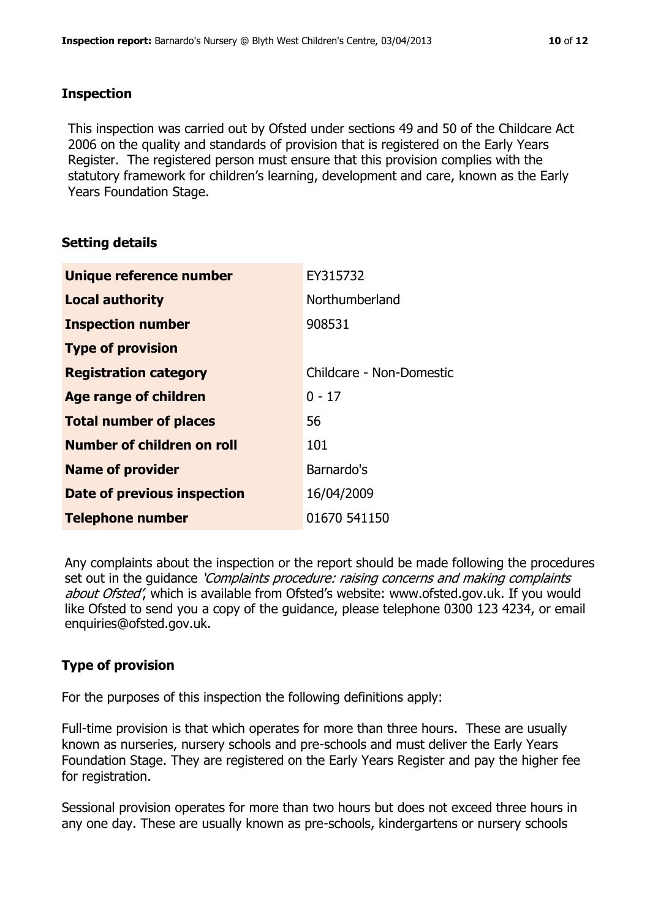## Inspection

This inspection was carried out by Ofsted under sections 49 and 50 of the Childcare Act 2006 on the quality and standards of provision that is registered on the Early Years Register. The registered person must ensure that this provision complies with the statutory framework for children's learning, development and care, known as the Early Years Foundation Stage.

## Setting details

| | |
|---|---|
| **Unique reference number** | EY315732 |
| **Local authority** | Northumberland |
| **Inspection number** | 908531 |
| **Type of provision** | |
| **Registration category** | Childcare - Non-Domestic |
| **Age range of children** | 0 - 17 |
| **Total number of places** | 56 |
| **Number of children on roll** | 101 |
| **Name of provider** | Barnardo's |
| **Date of previous inspection** | 16/04/2009 |
| **Telephone number** | 01670 541150 |

Any complaints about the inspection or the report should be made following the procedures set out in the guidance *'Complaints procedure: raising concerns and making complaints about Ofsted'*, which is available from Ofsted's website: www.ofsted.gov.uk. If you would like Ofsted to send you a copy of the guidance, please telephone 0300 123 4234, or email enquiries@ofsted.gov.uk.

## Type of provision

For the purposes of this inspection the following definitions apply:

Full-time provision is that which operates for more than three hours. These are usually known as nurseries, nursery schools and pre-schools and must deliver the Early Years Foundation Stage. They are registered on the Early Years Register and pay the higher fee for registration.

Sessional provision operates for more than two hours but does not exceed three hours in any one day. These are usually known as pre-schools, kindergartens or nursery schools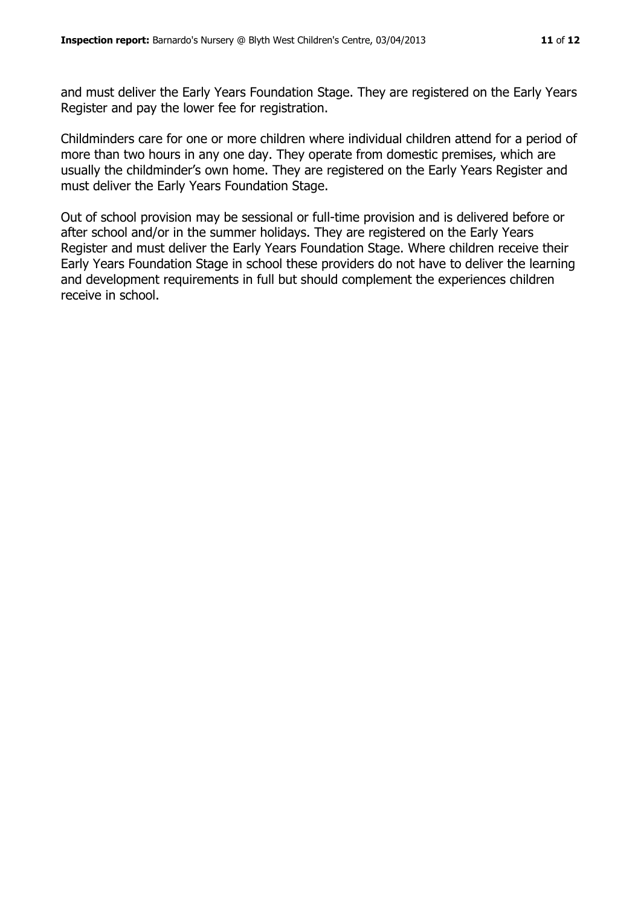and must deliver the Early Years Foundation Stage. They are registered on the Early Years Register and pay the lower fee for registration.

Childminders care for one or more children where individual children attend for a period of more than two hours in any one day. They operate from domestic premises, which are usually the childminder's own home. They are registered on the Early Years Register and must deliver the Early Years Foundation Stage.

Out of school provision may be sessional or full-time provision and is delivered before or after school and/or in the summer holidays. They are registered on the Early Years Register and must deliver the Early Years Foundation Stage. Where children receive their Early Years Foundation Stage in school these providers do not have to deliver the learning and development requirements in full but should complement the experiences children receive in school.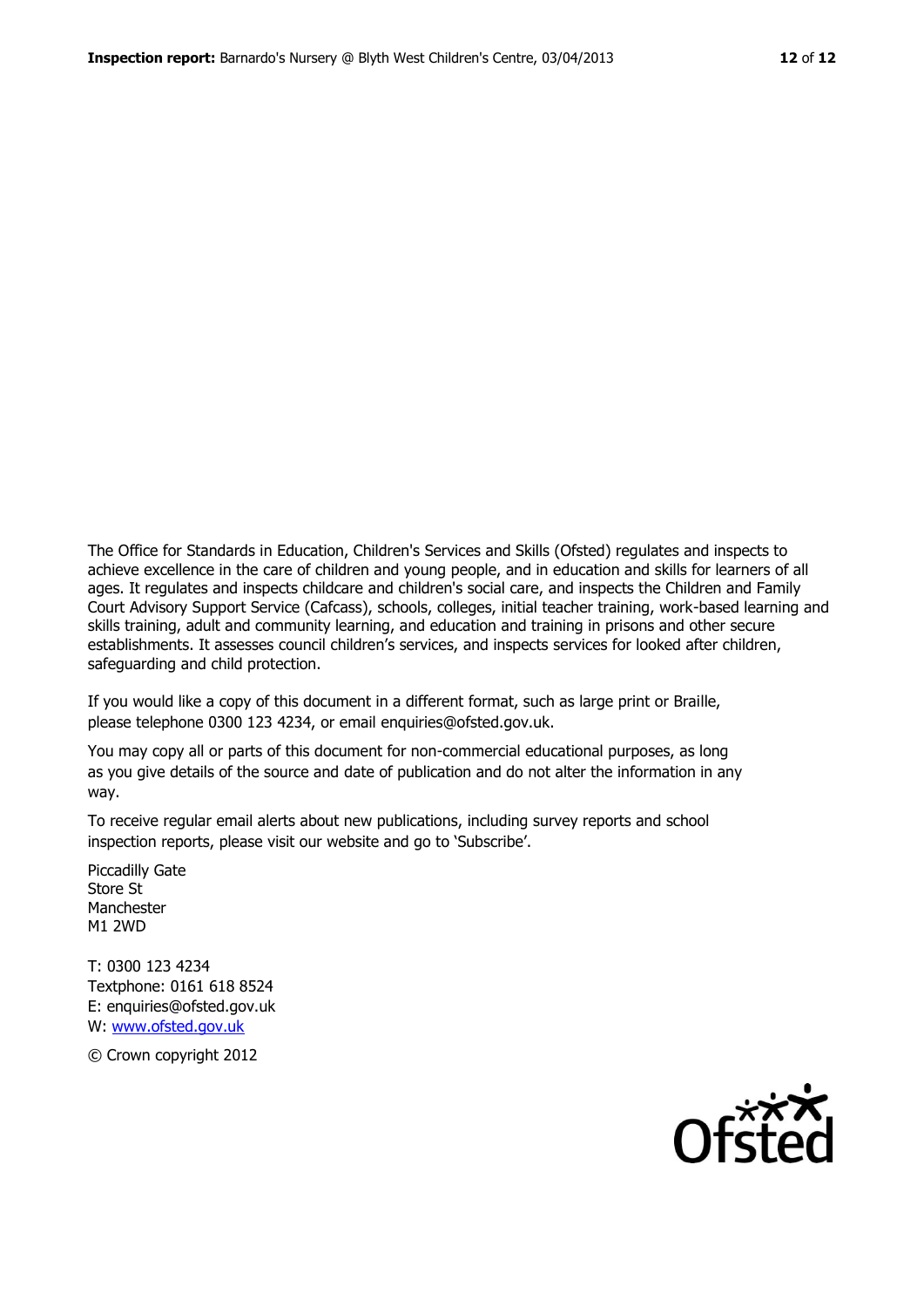The Office for Standards in Education, Children's Services and Skills (Ofsted) regulates and inspects to achieve excellence in the care of children and young people, and in education and skills for learners of all ages. It regulates and inspects childcare and children's social care, and inspects the Children and Family Court Advisory Support Service (Cafcass), schools, colleges, initial teacher training, work-based learning and skills training, adult and community learning, and education and training in prisons and other secure establishments. It assesses council children's services, and inspects services for looked after children, safeguarding and child protection.

If you would like a copy of this document in a different format, such as large print or Braille, please telephone 0300 123 4234, or email enquiries@ofsted.gov.uk.

You may copy all or parts of this document for non-commercial educational purposes, as long as you give details of the source and date of publication and do not alter the information in any way.

To receive regular email alerts about new publications, including survey reports and school inspection reports, please visit our website and go to 'Subscribe'.

Piccadilly Gate
Store St
Manchester
M1 2WD

T: 0300 123 4234
Textphone: 0161 618 8524
E: enquiries@ofsted.gov.uk
W: www.ofsted.gov.uk

© Crown copyright 2012

Ofsted